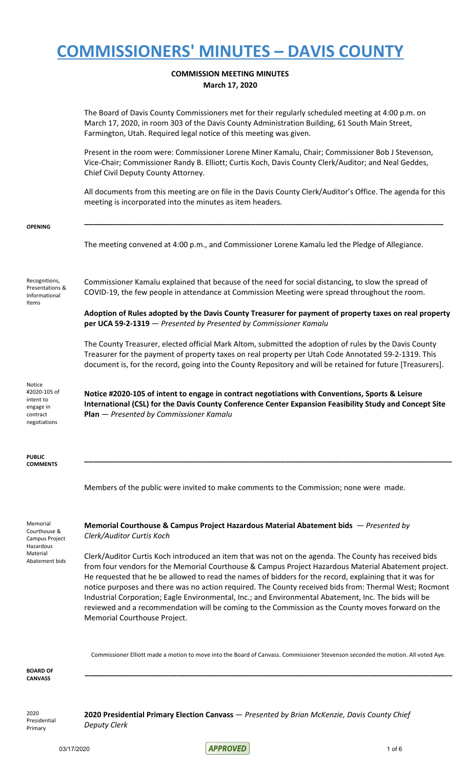# COMMISSIONERS' MINUTES – DAVIS COUNTY

**COMMISSION MEETING MINUTES**
**March 17, 2020**

The Board of Davis County Commissioners met for their regularly scheduled meeting at 4:00 p.m. on March 17, 2020, in room 303 of the Davis County Administration Building, 61 South Main Street, Farmington, Utah. Required legal notice of this meeting was given.

Present in the room were: Commissioner Lorene Miner Kamalu, Chair; Commissioner Bob J Stevenson, Vice-Chair; Commissioner Randy B. Elliott; Curtis Koch, Davis County Clerk/Auditor; and Neal Geddes, Chief Civil Deputy County Attorney.

All documents from this meeting are on file in the Davis County Clerk/Auditor's Office. The agenda for this meeting is incorporated into the minutes as item headers.

**OPENING**

The meeting convened at 4:00 p.m., and Commissioner Lorene Kamalu led the Pledge of Allegiance.

Recognitions, Presentations & Informational Items

Commissioner Kamalu explained that because of the need for social distancing, to slow the spread of COVID-19, the few people in attendance at Commission Meeting were spread throughout the room.

**Adoption of Rules adopted by the Davis County Treasurer for payment of property taxes on real property per UCA 59-2-1319** — *Presented by Presented by Commissioner Kamalu*

The County Treasurer, elected official Mark Altom, submitted the adoption of rules by the Davis County Treasurer for the payment of property taxes on real property per Utah Code Annotated 59-2-1319. This document is, for the record, going into the County Repository and will be retained for future [Treasurers].

Notice #2020-105 of intent to engage in contract negotiations

**Notice #2020-105 of intent to engage in contract negotiations with Conventions, Sports & Leisure International (CSL) for the Davis County Conference Center Expansion Feasibility Study and Concept Site Plan** — *Presented by Commissioner Kamalu*

**PUBLIC COMMENTS**

Members of the public were invited to make comments to the Commission; none were made.

Memorial Courthouse & Campus Project Hazardous Material Abatement bids

**Memorial Courthouse & Campus Project Hazardous Material Abatement bids** — *Presented by Clerk/Auditor Curtis Koch*

Clerk/Auditor Curtis Koch introduced an item that was not on the agenda. The County has received bids from four vendors for the Memorial Courthouse & Campus Project Hazardous Material Abatement project. He requested that he be allowed to read the names of bidders for the record, explaining that it was for notice purposes and there was no action required. The County received bids from: Thermal West; Rocmont Industrial Corporation; Eagle Environmental, Inc.; and Environmental Abatement, Inc. The bids will be reviewed and a recommendation will be coming to the Commission as the County moves forward on the Memorial Courthouse Project.

Commissioner Elliott made a motion to move into the Board of Canvass. Commissioner Stevenson seconded the motion. All voted Aye.

**BOARD OF CANVASS**

2020 Presidential Primary

**2020 Presidential Primary Election Canvass** — *Presented by Brian McKenzie, Davis County Chief Deputy Clerk*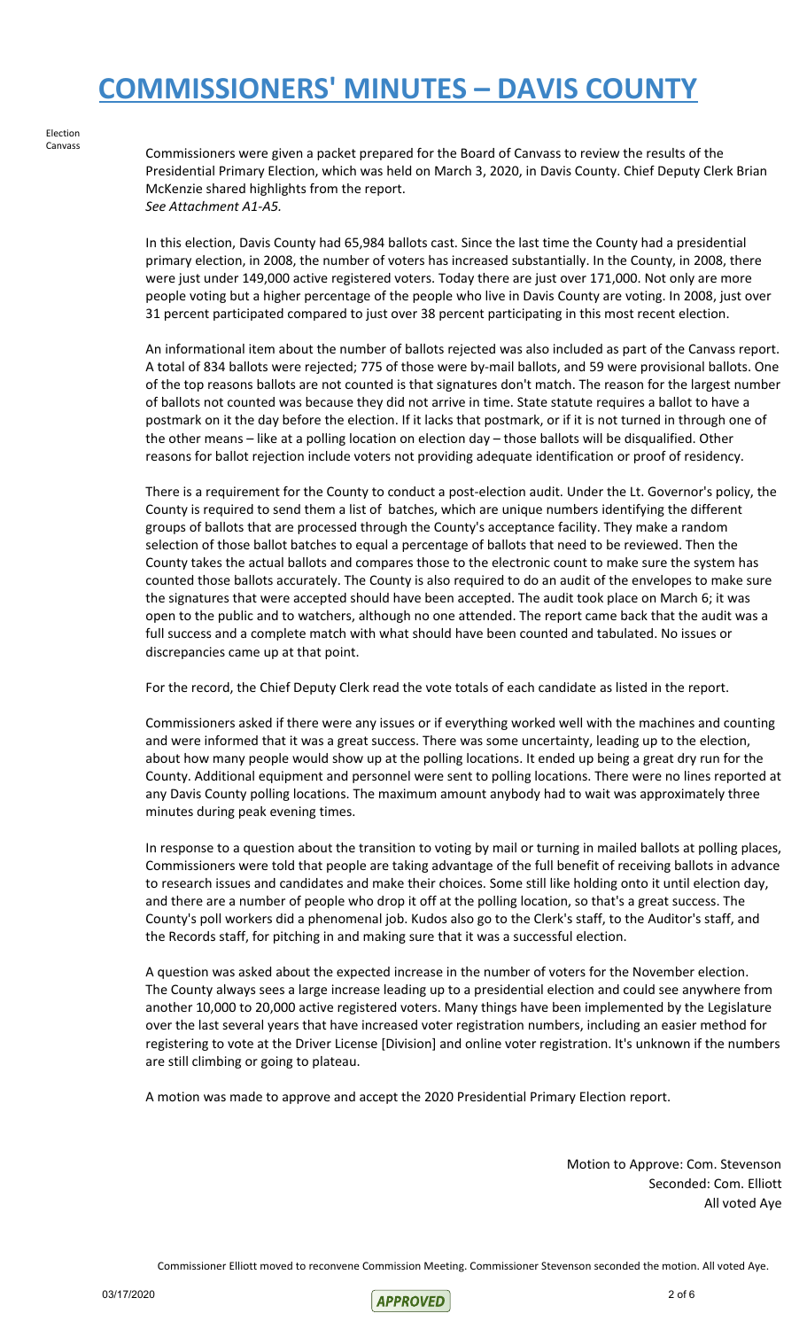Election Canvass

Commissioners were given a packet prepared for the Board of Canvass to review the results of the Presidential Primary Election, which was held on March 3, 2020, in Davis County. Chief Deputy Clerk Brian McKenzie shared highlights from the report.
*See Attachment A1-A5.*

In this election, Davis County had 65,984 ballots cast. Since the last time the County had a presidential primary election, in 2008, the number of voters has increased substantially. In the County, in 2008, there were just under 149,000 active registered voters. Today there are just over 171,000. Not only are more people voting but a higher percentage of the people who live in Davis County are voting. In 2008, just over 31 percent participated compared to just over 38 percent participating in this most recent election.

An informational item about the number of ballots rejected was also included as part of the Canvass report. A total of 834 ballots were rejected; 775 of those were by-mail ballots, and 59 were provisional ballots. One of the top reasons ballots are not counted is that signatures don't match. The reason for the largest number of ballots not counted was because they did not arrive in time. State statute requires a ballot to have a postmark on it the day before the election. If it lacks that postmark, or if it is not turned in through one of the other means – like at a polling location on election day – those ballots will be disqualified. Other reasons for ballot rejection include voters not providing adequate identification or proof of residency.

There is a requirement for the County to conduct a post-election audit. Under the Lt. Governor's policy, the County is required to send them a list of batches, which are unique numbers identifying the different groups of ballots that are processed through the County's acceptance facility. They make a random selection of those ballot batches to equal a percentage of ballots that need to be reviewed. Then the County takes the actual ballots and compares those to the electronic count to make sure the system has counted those ballots accurately. The County is also required to do an audit of the envelopes to make sure the signatures that were accepted should have been accepted. The audit took place on March 6; it was open to the public and to watchers, although no one attended. The report came back that the audit was a full success and a complete match with what should have been counted and tabulated. No issues or discrepancies came up at that point.

For the record, the Chief Deputy Clerk read the vote totals of each candidate as listed in the report.

Commissioners asked if there were any issues or if everything worked well with the machines and counting and were informed that it was a great success. There was some uncertainty, leading up to the election, about how many people would show up at the polling locations. It ended up being a great dry run for the County. Additional equipment and personnel were sent to polling locations. There were no lines reported at any Davis County polling locations. The maximum amount anybody had to wait was approximately three minutes during peak evening times.

In response to a question about the transition to voting by mail or turning in mailed ballots at polling places, Commissioners were told that people are taking advantage of the full benefit of receiving ballots in advance to research issues and candidates and make their choices. Some still like holding onto it until election day, and there are a number of people who drop it off at the polling location, so that's a great success. The County's poll workers did a phenomenal job. Kudos also go to the Clerk's staff, to the Auditor's staff, and the Records staff, for pitching in and making sure that it was a successful election.

A question was asked about the expected increase in the number of voters for the November election. The County always sees a large increase leading up to a presidential election and could see anywhere from another 10,000 to 20,000 active registered voters. Many things have been implemented by the Legislature over the last several years that have increased voter registration numbers, including an easier method for registering to vote at the Driver License [Division] and online voter registration. It's unknown if the numbers are still climbing or going to plateau.

A motion was made to approve and accept the 2020 Presidential Primary Election report.

Motion to Approve: Com. Stevenson
Seconded: Com. Elliott
All voted Aye

Commissioner Elliott moved to reconvene Commission Meeting. Commissioner Stevenson seconded the motion. All voted Aye.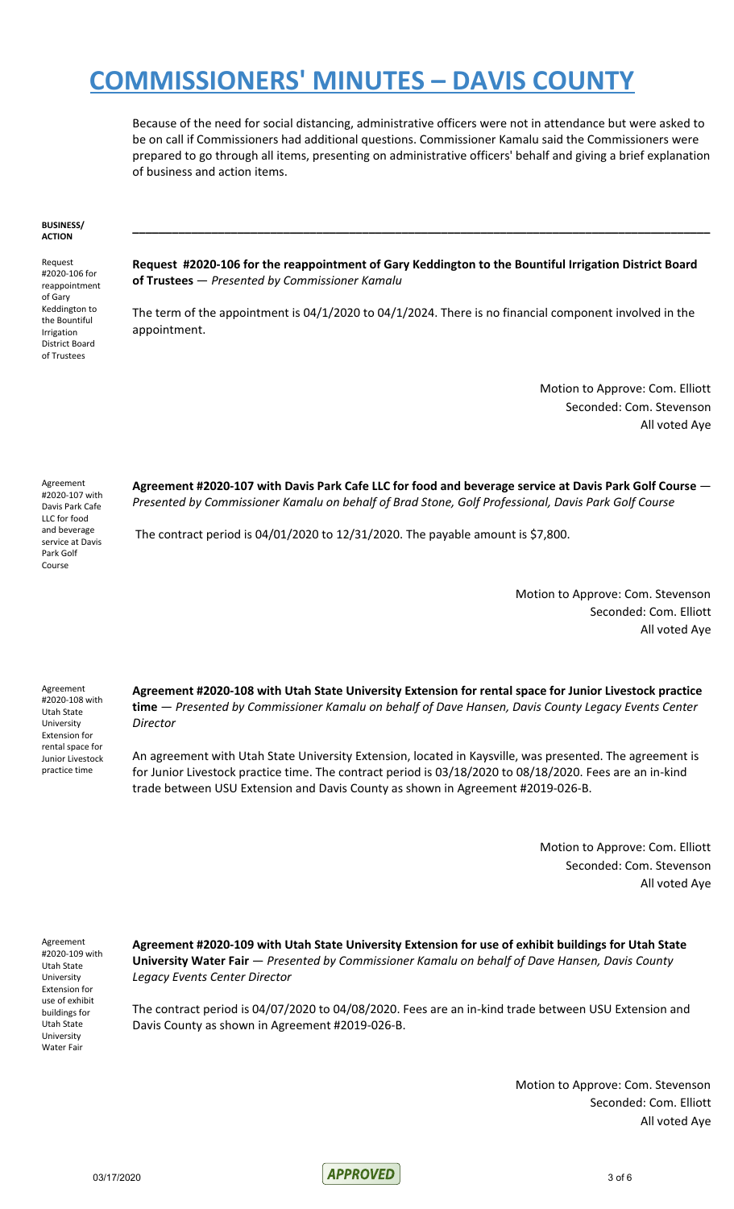# COMMISSIONERS' MINUTES – DAVIS COUNTY

Because of the need for social distancing, administrative officers were not in attendance but were asked to be on call if Commissioners had additional questions. Commissioner Kamalu said the Commissioners were prepared to go through all items, presenting on administrative officers' behalf and giving a brief explanation of business and action items.

**BUSINESS/ ACTION**

---

Request #2020-106 for reappointment of Gary Keddington to the Bountiful Irrigation District Board of Trustees

**Request #2020-106 for the reappointment of Gary Keddington to the Bountiful Irrigation District Board of Trustees** — *Presented by Commissioner Kamalu*

The term of the appointment is 04/1/2020 to 04/1/2024. There is no financial component involved in the appointment.

Motion to Approve: Com. Elliott
Seconded: Com. Stevenson
All voted Aye

Agreement #2020-107 with Davis Park Cafe LLC for food and beverage service at Davis Park Golf Course

**Agreement #2020-107 with Davis Park Cafe LLC for food and beverage service at Davis Park Golf Course** — *Presented by Commissioner Kamalu on behalf of Brad Stone, Golf Professional, Davis Park Golf Course*

The contract period is 04/01/2020 to 12/31/2020. The payable amount is $7,800.

Motion to Approve: Com. Stevenson
Seconded: Com. Elliott
All voted Aye

Agreement #2020-108 with Utah State University Extension for rental space for Junior Livestock practice time

**Agreement #2020-108 with Utah State University Extension for rental space for Junior Livestock practice time** — *Presented by Commissioner Kamalu on behalf of Dave Hansen, Davis County Legacy Events Center Director*

An agreement with Utah State University Extension, located in Kaysville, was presented. The agreement is for Junior Livestock practice time. The contract period is 03/18/2020 to 08/18/2020. Fees are an in-kind trade between USU Extension and Davis County as shown in Agreement #2019-026-B.

Motion to Approve: Com. Elliott
Seconded: Com. Stevenson
All voted Aye

Agreement #2020-109 with Utah State University Extension for use of exhibit buildings for Utah State University Water Fair

**Agreement #2020-109 with Utah State University Extension for use of exhibit buildings for Utah State University Water Fair** — *Presented by Commissioner Kamalu on behalf of Dave Hansen, Davis County Legacy Events Center Director*

The contract period is 04/07/2020 to 04/08/2020. Fees are an in-kind trade between USU Extension and Davis County as shown in Agreement #2019-026-B.

Motion to Approve: Com. Stevenson
Seconded: Com. Elliott
All voted Aye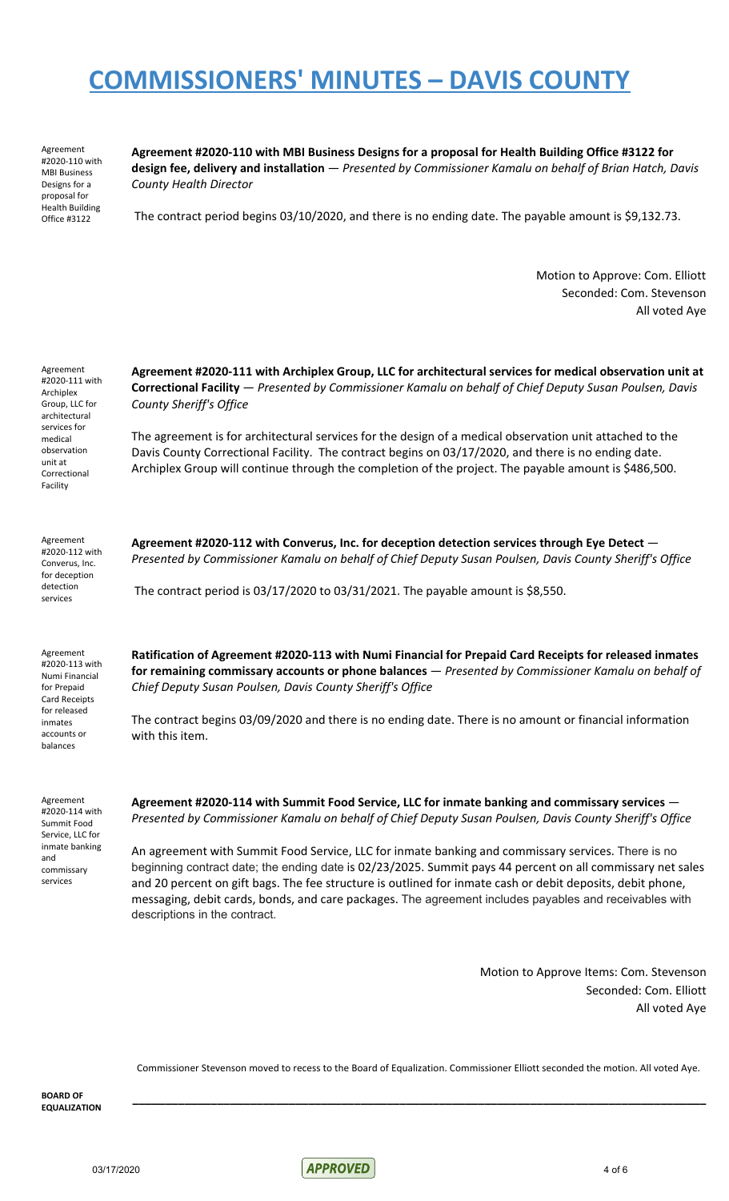Agreement #2020-110 with MBI Business Designs for a proposal for Health Building Office #3122

**Agreement #2020-110 with MBI Business Designs for a proposal for Health Building Office #3122 for design fee, delivery and installation** — *Presented by Commissioner Kamalu on behalf of Brian Hatch, Davis County Health Director*

The contract period begins 03/10/2020, and there is no ending date. The payable amount is $9,132.73.

Motion to Approve: Com. Elliott
Seconded: Com. Stevenson
All voted Aye

Agreement #2020-111 with Archiplex Group, LLC for architectural services for medical observation unit at Correctional Facility

**Agreement #2020-111 with Archiplex Group, LLC for architectural services for medical observation unit at Correctional Facility** — *Presented by Commissioner Kamalu on behalf of Chief Deputy Susan Poulsen, Davis County Sheriff's Office*

The agreement is for architectural services for the design of a medical observation unit attached to the Davis County Correctional Facility. The contract begins on 03/17/2020, and there is no ending date. Archiplex Group will continue through the completion of the project. The payable amount is $486,500.

Agreement #2020-112 with Converus, Inc. for deception detection services

**Agreement #2020-112 with Converus, Inc. for deception detection services through Eye Detect** — *Presented by Commissioner Kamalu on behalf of Chief Deputy Susan Poulsen, Davis County Sheriff's Office*

The contract period is 03/17/2020 to 03/31/2021. The payable amount is $8,550.

Agreement #2020-113 with Numi Financial for Prepaid Card Receipts for released inmates accounts or balances

**Ratification of Agreement #2020-113 with Numi Financial for Prepaid Card Receipts for released inmates for remaining commissary accounts or phone balances** — *Presented by Commissioner Kamalu on behalf of Chief Deputy Susan Poulsen, Davis County Sheriff's Office*

The contract begins 03/09/2020 and there is no ending date. There is no amount or financial information with this item.

Agreement #2020-114 with Summit Food Service, LLC for inmate banking and commissary services

**Agreement #2020-114 with Summit Food Service, LLC for inmate banking and commissary services** — *Presented by Commissioner Kamalu on behalf of Chief Deputy Susan Poulsen, Davis County Sheriff's Office*

An agreement with Summit Food Service, LLC for inmate banking and commissary services. There is no beginning contract date; the ending date is 02/23/2025. Summit pays 44 percent on all commissary net sales and 20 percent on gift bags. The fee structure is outlined for inmate cash or debit deposits, debit phone, messaging, debit cards, bonds, and care packages. The agreement includes payables and receivables with descriptions in the contract.

Motion to Approve Items: Com. Stevenson
Seconded: Com. Elliott
All voted Aye

Commissioner Stevenson moved to recess to the Board of Equalization. Commissioner Elliott seconded the motion. All voted Aye.

**BOARD OF EQUALIZATION**

---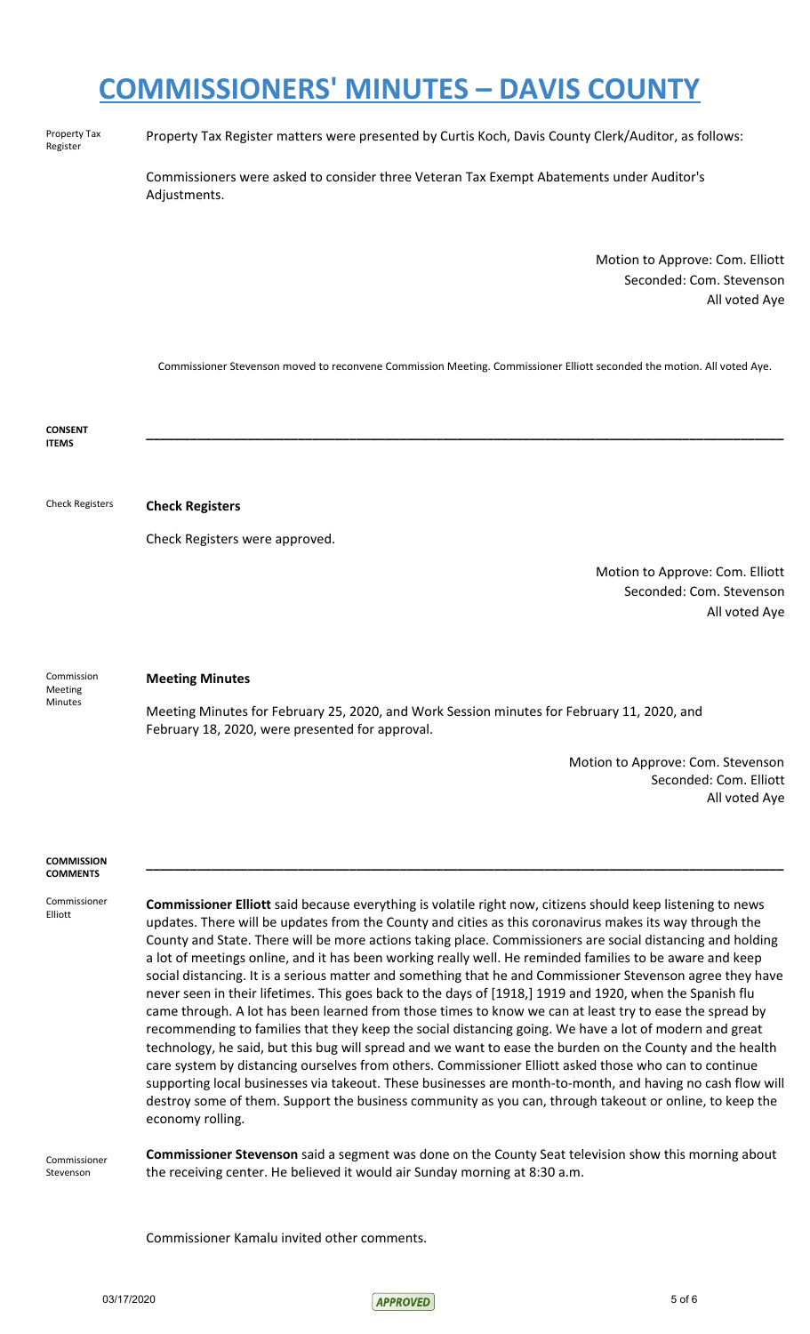# COMMISSIONERS' MINUTES – DAVIS COUNTY

Property Tax Register

Property Tax Register matters were presented by Curtis Koch, Davis County Clerk/Auditor, as follows:

Commissioners were asked to consider three Veteran Tax Exempt Abatements under Auditor's Adjustments.

Motion to Approve: Com. Elliott
Seconded: Com. Stevenson
All voted Aye

Commissioner Stevenson moved to reconvene Commission Meeting. Commissioner Elliott seconded the motion. All voted Aye.

**CONSENT ITEMS**

---

Check Registers

**Check Registers**

Check Registers were approved.

Motion to Approve: Com. Elliott
Seconded: Com. Stevenson
All voted Aye

Commission Meeting Minutes

**Meeting Minutes**

Meeting Minutes for February 25, 2020, and Work Session minutes for February 11, 2020, and February 18, 2020, were presented for approval.

Motion to Approve: Com. Stevenson
Seconded: Com. Elliott
All voted Aye

**COMMISSION COMMENTS**

---

Commissioner Elliott

**Commissioner Elliott** said because everything is volatile right now, citizens should keep listening to news updates. There will be updates from the County and cities as this coronavirus makes its way through the County and State. There will be more actions taking place. Commissioners are social distancing and holding a lot of meetings online, and it has been working really well. He reminded families to be aware and keep social distancing. It is a serious matter and something that he and Commissioner Stevenson agree they have never seen in their lifetimes. This goes back to the days of [1918,] 1919 and 1920, when the Spanish flu came through. A lot has been learned from those times to know we can at least try to ease the spread by recommending to families that they keep the social distancing going. We have a lot of modern and great technology, he said, but this bug will spread and we want to ease the burden on the County and the health care system by distancing ourselves from others. Commissioner Elliott asked those who can to continue supporting local businesses via takeout. These businesses are month-to-month, and having no cash flow will destroy some of them. Support the business community as you can, through takeout or online, to keep the economy rolling.

Commissioner Stevenson

**Commissioner Stevenson** said a segment was done on the County Seat television show this morning about the receiving center. He believed it would air Sunday morning at 8:30 a.m.

Commissioner Kamalu invited other comments.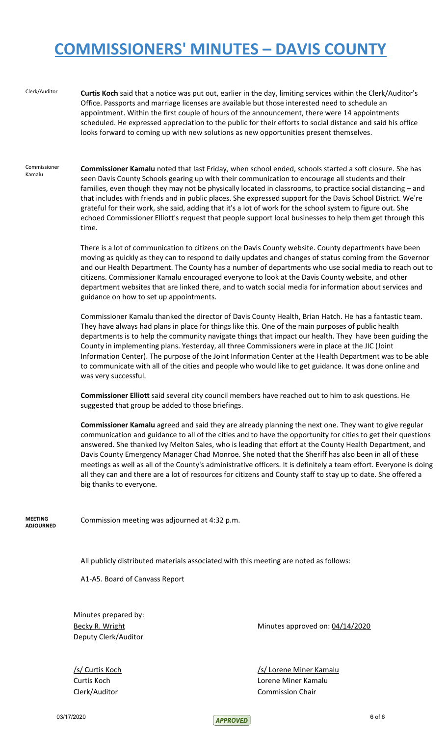Clerk/Auditor

**Curtis Koch** said that a notice was put out, earlier in the day, limiting services within the Clerk/Auditor's Office. Passports and marriage licenses are available but those interested need to schedule an appointment. Within the first couple of hours of the announcement, there were 14 appointments scheduled. He expressed appreciation to the public for their efforts to social distance and said his office looks forward to coming up with new solutions as new opportunities present themselves.

Commissioner Kamalu

**Commissioner Kamalu** noted that last Friday, when school ended, schools started a soft closure. She has seen Davis County Schools gearing up with their communication to encourage all students and their families, even though they may not be physically located in classrooms, to practice social distancing – and that includes with friends and in public places. She expressed support for the Davis School District. We're grateful for their work, she said, adding that it's a lot of work for the school system to figure out. She echoed Commissioner Elliott's request that people support local businesses to help them get through this time.

There is a lot of communication to citizens on the Davis County website. County departments have been moving as quickly as they can to respond to daily updates and changes of status coming from the Governor and our Health Department. The County has a number of departments who use social media to reach out to citizens. Commissioner Kamalu encouraged everyone to look at the Davis County website, and other department websites that are linked there, and to watch social media for information about services and guidance on how to set up appointments.

Commissioner Kamalu thanked the director of Davis County Health, Brian Hatch. He has a fantastic team. They have always had plans in place for things like this. One of the main purposes of public health departments is to help the community navigate things that impact our health. They have been guiding the County in implementing plans. Yesterday, all three Commissioners were in place at the JIC (Joint Information Center). The purpose of the Joint Information Center at the Health Department was to be able to communicate with all of the cities and people who would like to get guidance. It was done online and was very successful.

**Commissioner Elliott** said several city council members have reached out to him to ask questions. He suggested that group be added to those briefings.

**Commissioner Kamalu** agreed and said they are already planning the next one. They want to give regular communication and guidance to all of the cities and to have the opportunity for cities to get their questions answered. She thanked Ivy Melton Sales, who is leading that effort at the County Health Department, and Davis County Emergency Manager Chad Monroe. She noted that the Sheriff has also been in all of these meetings as well as all of the County's administrative officers. It is definitely a team effort. Everyone is doing all they can and there are a lot of resources for citizens and County staff to stay up to date. She offered a big thanks to everyone.

**MEETING ADJOURNED**

Commission meeting was adjourned at 4:32 p.m.

All publicly distributed materials associated with this meeting are noted as follows:

A1-A5. Board of Canvass Report

Minutes prepared by:
Becky R. Wright
Deputy Clerk/Auditor

Minutes approved on: 04/14/2020

/s/ Curtis Koch
Curtis Koch
Clerk/Auditor

/s/ Lorene Miner Kamalu
Lorene Miner Kamalu
Commission Chair

03/17/2020

APPROVED